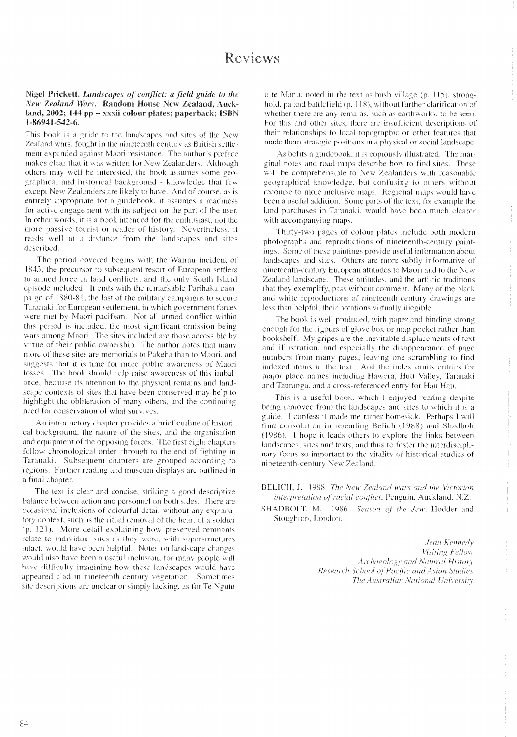# Reviews

**Nigel Prickett, *Landscapes of conflict: a field guide to the New Zealand Wars*. Random House New Zealand, Auckland, 2002; 144 pp + xxxii colour plates; paperback; ISBN 1-86941-542-6.**

This book is a guide to the landscapes and sites of the New Zealand wars, fought in the nineteenth century as British settlement expanded against Maori resistance. The author's preface makes clear that it was written for New Zealanders. Although others may well be interested, the book assumes some geographical and historical background - knowledge that few except New Zealanders are likely to have. And of course, as is entirely appropriate for a guidebook, it assumes a readiness for active engagement with its subject on the part of the user. In other words, it is a book intended for the enthusiast, not the more passive tourist or reader of history. Nevertheless, it reads well at a distance from the landscapes and sites described.

The period covered begins with the Wairau incident of 1843, the precursor to subsequent resort of European settlers to armed force in land conflicts, and the only South Island episode included. It ends with the remarkable Parihaka campaign of 1880-81, the last of the military campaigns to secure Taranaki for European settlement, in which government forces were met by Maori pacifism. Not all armed conflict within this period is included, the most significant omission being wars among Maori. The sites included are those accessible by virtue of their public ownership. The author notes that many more of these sites are memorials to Pakeha than to Maori, and suggests that it is time for more public awareness of Maori losses. The book should help raise awareness of this imbalance, because its attention to the physical remains and landscape contexts of sites that have been conserved may help to highlight the obliteration of many others, and the continuing need for conservation of what survives.

An introductory chapter provides a brief outline of historical background, the nature of the sites, and the organisation and equipment of the opposing forces. The first eight chapters follow chronological order, through to the end of fighting in Taranaki. Subsequent chapters are grouped according to regions. Further reading and museum displays are outlined in a final chapter.

The text is clear and concise, striking a good descriptive balance between action and personnel on both sides. There are occasional inclusions of colourful detail without any explanatory context, such as the ritual removal of the heart of a soldier (p. 121). More detail explaining how preserved remnants relate to individual sites as they were, with superstructures intact, would have been helpful. Notes on landscape changes would also have been a useful inclusion, for many people will have difficulty imagining how these landscapes would have appeared clad in nineteenth-century vegetation. Sometimes site descriptions are unclear or simply lacking, as for Te Ngutu o te Manu, noted in the text as bush village (p. 115), stronghold, pa and battlefield (p. 118), without further clarification of whether there are any remains, such as earthworks, to be seen. For this and other sites, there are insufficient descriptions of their relationships to local topographic or other features that made them strategic positions in a physical or social landscape.

As befits a guidebook, it is copiously illustrated. The marginal notes and road maps describe how to find sites. These will be comprehensible to New Zealanders with reasonable geographical knowledge, but confusing to others without recourse to more inclusive maps. Regional maps would have been a useful addition. Some parts of the text, for example the land purchases in Taranaki, would have been much clearer with accompanying maps.

Thirty-two pages of colour plates include both modern photographs and reproductions of nineteenth-century paintings. Some of these paintings provide useful information about landscapes and sites. Others are more subtly informative of nineteenth-century European attitudes to Maori and to the New Zealand landscape. These attitudes, and the artistic traditions that they exemplify, pass without comment. Many of the black and white reproductions of nineteenth-century drawings are less than helpful, their notations virtually illegible.

The book is well produced, with paper and binding strong enough for the rigours of glove box or map pocket rather than bookshelf. My gripes are the inevitable displacements of text and illustration, and especially the disappearance of page numbers from many pages, leaving one scrambling to find indexed items in the text. And the index omits entries for major place names including Hawera, Hutt Valley, Taranaki and Tauranga, and a cross-referenced entry for Hau Hau.

This is a useful book, which I enjoyed reading despite being removed from the landscapes and sites to which it is a guide. I confess it made me rather homesick. Perhaps I will find consolation in rereading Belich (1988) and Shadbolt (1986). I hope it leads others to explore the links between landscapes, sites and texts, and thus to foster the interdisciplinary focus so important to the vitality of historical studies of nineteenth-century New Zealand.

BELICH, J. 1988 *The New Zealand wars and the Victorian interpretation of racial conflict*. Penguin, Auckland, N.Z.

SHADBOLT, M. 1986 *Season of the Jew*. Hodder and Stoughton, London.

*Jean Kennedy*
*Visiting Fellow*
*Archaeology and Natural History*
*Research School of Pacific and Asian Studies*
*The Australian National University*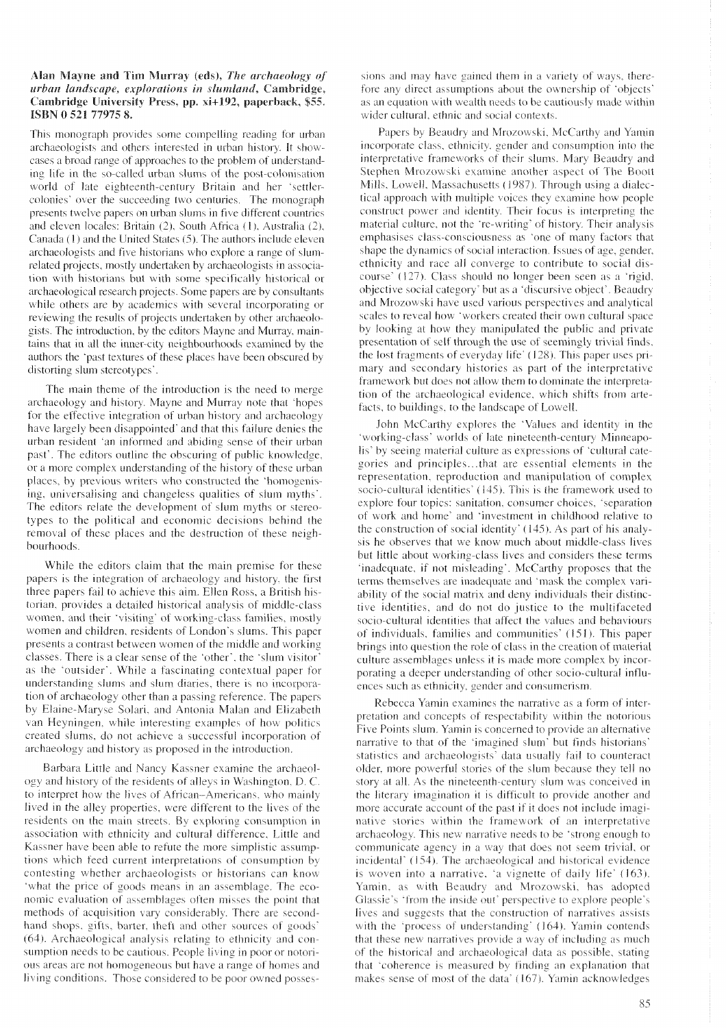**Alan Mayne and Tim Murray (eds), *The archaeology of urban landscape, explorations in slumland*, Cambridge, Cambridge University Press, pp. xi+192, paperback, $55. ISBN 0 521 77975 8.**

This monograph provides some compelling reading for urban archaeologists and others interested in urban history. It showcases a broad range of approaches to the problem of understanding life in the so-called urban slums of the post-colonisation world of late eighteenth-century Britain and her 'settler-colonies' over the succeeding two centuries. The monograph presents twelve papers on urban slums in five different countries and eleven locales: Britain (2), South Africa (1), Australia (2), Canada (1) and the United States (5). The authors include eleven archaeologists and five historians who explore a range of slum-related projects, mostly undertaken by archaeologists in association with historians but with some specifically historical or archaeological research projects. Some papers are by consultants while others are by academics with several incorporating or reviewing the results of projects undertaken by other archaeologists. The introduction, by the editors Mayne and Murray, maintains that in all the inner-city neighbourhoods examined by the authors the 'past textures of these places have been obscured by distorting slum stereotypes'.

The main theme of the introduction is the need to merge archaeology and history. Mayne and Murray note that 'hopes for the effective integration of urban history and archaeology have largely been disappointed' and that this failure denies the urban resident 'an informed and abiding sense of their urban past'. The editors outline the obscuring of public knowledge, or a more complex understanding of the history of these urban places, by previous writers who constructed the 'homogenising, universalising and changeless qualities of slum myths'. The editors relate the development of slum myths or stereotypes to the political and economic decisions behind the removal of these places and the destruction of these neighbourhoods.

While the editors claim that the main premise for these papers is the integration of archaeology and history, the first three papers fail to achieve this aim. Ellen Ross, a British historian, provides a detailed historical analysis of middle-class women, and their 'visiting' of working-class families, mostly women and children, residents of London's slums. This paper presents a contrast between women of the middle and working classes. There is a clear sense of the 'other', the 'slum visitor' as the 'outsider'. While a fascinating contextual paper for understanding slums and slum diaries, there is no incorporation of archaeology other than a passing reference. The papers by Elaine-Maryse Solari, and Antonia Malan and Elizabeth van Heyningen, while interesting examples of how politics created slums, do not achieve a successful incorporation of archaeology and history as proposed in the introduction.

Barbara Little and Nancy Kassner examine the archaeology and history of the residents of alleys in Washington, D. C. to interpret how the lives of African–Americans, who mainly lived in the alley properties, were different to the lives of the residents on the main streets. By exploring consumption in association with ethnicity and cultural difference, Little and Kassner have been able to refute the more simplistic assumptions which feed current interpretations of consumption by contesting whether archaeologists or historians can know 'what the price of goods means in an assemblage. The economic evaluation of assemblages often misses the point that methods of acquisition vary considerably. There are second-hand shops, gifts, barter, theft and other sources of goods' (64). Archaeological analysis relating to ethnicity and consumption needs to be cautious. People living in poor or notorious areas are not homogeneous but have a range of homes and living conditions. Those considered to be poor owned possessions and may have gained them in a variety of ways, therefore any direct assumptions about the ownership of 'objects' as an equation with wealth needs to be cautiously made within wider cultural, ethnic and social contexts.

Papers by Beaudry and Mrozowski, McCarthy and Yamin incorporate class, ethnicity, gender and consumption into the interpretative frameworks of their slums. Mary Beaudry and Stephen Mrozowski examine another aspect of The Boott Mills, Lowell, Massachusetts (1987). Through using a dialectical approach with multiple voices they examine how people construct power and identity. Their focus is interpreting the material culture, not the 're-writing' of history. Their analysis emphasises class-consciousness as 'one of many factors that shape the dynamics of social interaction. Issues of age, gender, ethnicity and race all converge to contribute to social discourse' (127). Class should no longer been seen as a 'rigid, objective social category' but as a 'discursive object'. Beaudry and Mrozowski have used various perspectives and analytical scales to reveal how 'workers created their own cultural space by looking at how they manipulated the public and private presentation of self through the use of seemingly trivial finds, the lost fragments of everyday life' (128). This paper uses primary and secondary histories as part of the interpretative framework but does not allow them to dominate the interpretation of the archaeological evidence, which shifts from artefacts, to buildings, to the landscape of Lowell.

John McCarthy explores the 'Values and identity in the 'working-class' worlds of late nineteenth-century Minneapolis' by seeing material culture as expressions of 'cultural categories and principles…that are essential elements in the representation, reproduction and manipulation of complex socio-cultural identities' (145). This is the framework used to explore four topics: sanitation, consumer choices, 'separation of work and home' and 'investment in childhood relative to the construction of social identity' (145). As part of his analysis he observes that we know much about middle-class lives but little about working-class lives and considers these terms 'inadequate, if not misleading'. McCarthy proposes that the terms themselves are inadequate and 'mask the complex variability of the social matrix and deny individuals their distinctive identities, and do not do justice to the multifaceted socio-cultural identities that affect the values and behaviours of individuals, families and communities' (151). This paper brings into question the role of class in the creation of material culture assemblages unless it is made more complex by incorporating a deeper understanding of other socio-cultural influences such as ethnicity, gender and consumerism.

Rebecca Yamin examines the narrative as a form of interpretation and concepts of respectability within the notorious Five Points slum. Yamin is concerned to provide an alternative narrative to that of the 'imagined slum' but finds historians' statistics and archaeologists' data usually fail to counteract older, more powerful stories of the slum because they tell no story at all. As the nineteenth-century slum was conceived in the literary imagination it is difficult to provide another and more accurate account of the past if it does not include imaginative stories within the framework of an interpretative archaeology. This new narrative needs to be 'strong enough to communicate agency in a way that does not seem trivial, or incidental' (154). The archaeological and historical evidence is woven into a narrative, 'a vignette of daily life' (163). Yamin, as with Beaudry and Mrozowski, has adopted Glassie's 'from the inside out' perspective to explore people's lives and suggests that the construction of narratives assists with the 'process of understanding' (164). Yamin contends that these new narratives provide a way of including as much of the historical and archaeological data as possible, stating that 'coherence is measured by finding an explanation that makes sense of most of the data' (167). Yamin acknowledges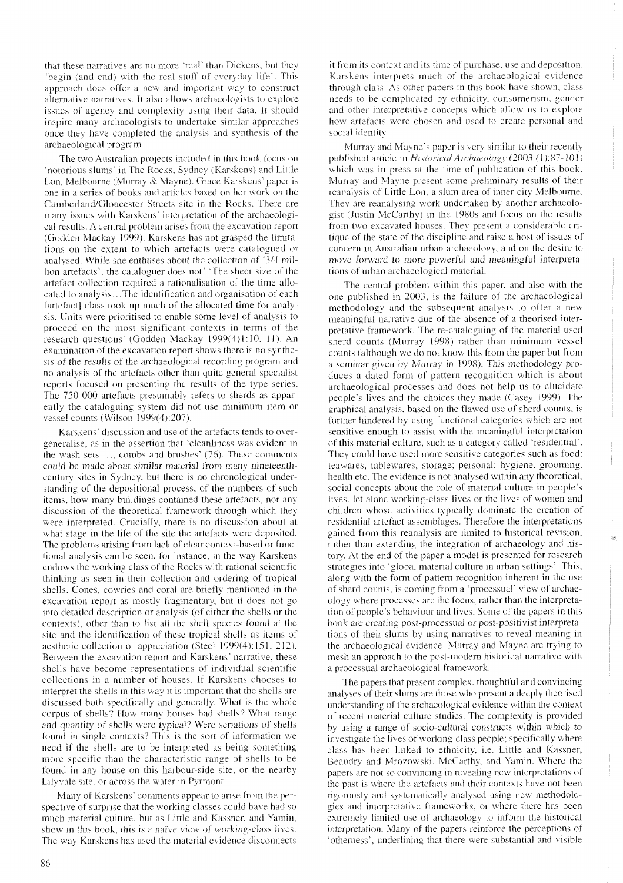that these narratives are no more 'real' than Dickens, but they 'begin (and end) with the real stuff of everyday life'. This approach does offer a new and important way to construct alternative narratives. It also allows archaeologists to explore issues of agency and complexity using their data. It should inspire many archaeologists to undertake similar approaches once they have completed the analysis and synthesis of the archaeological program.

The two Australian projects included in this book focus on 'notorious slums' in The Rocks, Sydney (Karskens) and Little Lon, Melbourne (Murray & Mayne). Grace Karskens' paper is one in a series of books and articles based on her work on the Cumberland/Gloucester Streets site in the Rocks. There are many issues with Karskens' interpretation of the archaeological results. A central problem arises from the excavation report (Godden Mackay 1999). Karskens has not grasped the limitations on the extent to which artefacts were catalogued or analysed. While she enthuses about the collection of '3/4 million artefacts', the cataloguer does not! 'The sheer size of the artefact collection required a rationalisation of the time allocated to analysis…The identification and organisation of each [artefact] class took up much of the allocated time for analysis. Units were prioritised to enable some level of analysis to proceed on the most significant contexts in terms of the research questions' (Godden Mackay 1999(4)1:10, 11). An examination of the excavation report shows there is no synthesis of the results of the archaeological recording program and no analysis of the artefacts other than quite general specialist reports focused on presenting the results of the type series. The 750 000 artefacts presumably refers to sherds as apparently the cataloguing system did not use minimum item or vessel counts (Wilson 1999(4):207).

Karskens' discussion and use of the artefacts tends to overgeneralise, as in the assertion that 'cleanliness was evident in the wash sets …, combs and brushes' (76). These comments could be made about similar material from many nineteenth-century sites in Sydney, but there is no chronological understanding of the depositional process, of the numbers of such items, how many buildings contained these artefacts, nor any discussion of the theoretical framework through which they were interpreted. Crucially, there is no discussion about at what stage in the life of the site the artefacts were deposited. The problems arising from lack of clear context-based or functional analysis can be seen, for instance, in the way Karskens endows the working class of the Rocks with rational scientific thinking as seen in their collection and ordering of tropical shells. Cones, cowries and coral are briefly mentioned in the excavation report as mostly fragmentary, but it does not go into detailed description or analysis (of either the shells or the contexts), other than to list all the shell species found at the site and the identification of these tropical shells as items of aesthetic collection or appreciation (Steel 1999(4):151, 212). Between the excavation report and Karskens' narrative, these shells have become representations of individual scientific collections in a number of houses. If Karskens chooses to interpret the shells in this way it is important that the shells are discussed both specifically and generally. What is the whole corpus of shells? How many houses had shells? What range and quantity of shells were typical? Were seriations of shells found in single contexts? This is the sort of information we need if the shells are to be interpreted as being something more specific than the characteristic range of shells to be found in any house on this harbour-side site, or the nearby Lilyvale site, or across the water in Pyrmont.

Many of Karskens' comments appear to arise from the perspective of surprise that the working classes could have had so much material culture, but as Little and Kassner, and Yamin, show in this book, this is a naïve view of working-class lives. The way Karskens has used the material evidence disconnects it from its context and its time of purchase, use and deposition. Karskens interprets much of the archaeological evidence through class. As other papers in this book have shown, class needs to be complicated by ethnicity, consumerism, gender and other interpretative concepts which allow us to explore how artefacts were chosen and used to create personal and social identity.

Murray and Mayne's paper is very similar to their recently published article in *Historical Archaeology* (2003 (1):87-101) which was in press at the time of publication of this book. Murray and Mayne present some preliminary results of their reanalysis of Little Lon, a slum area of inner city Melbourne. They are reanalysing work undertaken by another archaeologist (Justin McCarthy) in the 1980s and focus on the results from two excavated houses. They present a considerable critique of the state of the discipline and raise a host of issues of concern in Australian urban archaeology, and on the desire to move forward to more powerful and meaningful interpretations of urban archaeological material.

The central problem within this paper, and also with the one published in 2003, is the failure of the archaeological methodology and the subsequent analysis to offer a new meaningful narrative due of the absence of a theorised interpretative framework. The re-cataloguing of the material used sherd counts (Murray 1998) rather than minimum vessel counts (although we do not know this from the paper but from a seminar given by Murray in 1998). This methodology produces a dated form of pattern recognition which is about archaeological processes and does not help us to elucidate people's lives and the choices they made (Casey 1999). The graphical analysis, based on the flawed use of sherd counts, is further hindered by using functional categories which are not sensitive enough to assist with the meaningful interpretation of this material culture, such as a category called 'residential'. They could have used more sensitive categories such as food: teawares, tablewares, storage; personal: hygiene, grooming, health etc. The evidence is not analysed within any theoretical, social concepts about the role of material culture in people's lives, let alone working-class lives or the lives of women and children whose activities typically dominate the creation of residential artefact assemblages. Therefore the interpretations gained from this reanalysis are limited to historical revision, rather than extending the integration of archaeology and history. At the end of the paper a model is presented for research strategies into 'global material culture in urban settings'. This, along with the form of pattern recognition inherent in the use of sherd counts, is coming from a 'processual' view of archaeology where processes are the focus, rather than the interpretation of people's behaviour and lives. Some of the papers in this book are creating post-processual or post-positivist interpretations of their slums by using narratives to reveal meaning in the archaeological evidence. Murray and Mayne are trying to mesh an approach to the post-modern historical narrative with a processual archaeological framework.

The papers that present complex, thoughtful and convincing analyses of their slums are those who present a deeply theorised understanding of the archaeological evidence within the context of recent material culture studies. The complexity is provided by using a range of socio-cultural constructs within which to investigate the lives of working-class people; specifically where class has been linked to ethnicity, i.e. Little and Kassner, Beaudry and Mrozowski, McCarthy, and Yamin. Where the papers are not so convincing in revealing new interpretations of the past is where the artefacts and their contexts have not been rigorously and systematically analysed using new methodologies and interpretative frameworks, or where there has been extremely limited use of archaeology to inform the historical interpretation. Many of the papers reinforce the perceptions of 'otherness', underlining that there were substantial and visible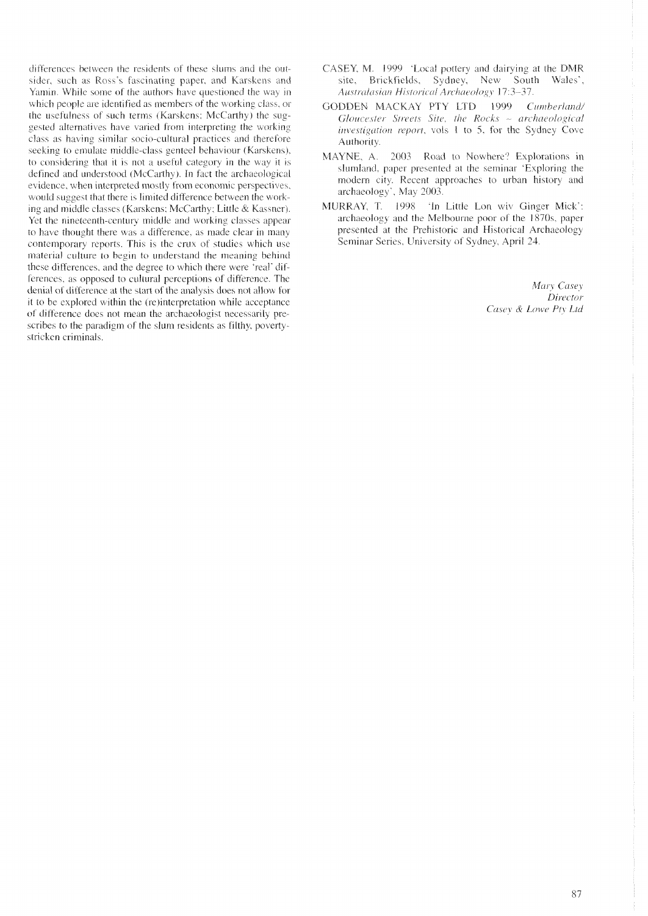differences between the residents of these slums and the outsider, such as Ross's fascinating paper, and Karskens and Yamin. While some of the authors have questioned the way in which people are identified as members of the working class, or the usefulness of such terms (Karskens; McCarthy) the suggested alternatives have varied from interpreting the working class as having similar socio-cultural practices and therefore seeking to emulate middle-class genteel behaviour (Karskens), to considering that it is not a useful category in the way it is defined and understood (McCarthy). In fact the archaeological evidence, when interpreted mostly from economic perspectives, would suggest that there is limited difference between the working and middle classes (Karskens; McCarthy; Little & Kassner). Yet the nineteenth-century middle and working classes appear to have thought there was a difference, as made clear in many contemporary reports. This is the crux of studies which use material culture to begin to understand the meaning behind these differences, and the degree to which there were 'real' differences, as opposed to cultural perceptions of difference. The denial of difference at the start of the analysis does not allow for it to be explored within the (re)interpretation while acceptance of difference does not mean the archaeologist necessarily prescribes to the paradigm of the slum residents as filthy, poverty-stricken criminals.

CASEY, M. 1999 'Local pottery and dairying at the DMR site, Brickfields, Sydney, New South Wales', *Australasian Historical Archaeology* 17:3–37.

GODDEN MACKAY PTY LTD 1999 *Cumberland/Gloucester Streets Site, the Rocks – archaeological investigation report*, vols 1 to 5, for the Sydney Cove Authority.

MAYNE, A. 2003 Road to Nowhere? Explorations in slumland, paper presented at the seminar 'Exploring the modern city. Recent approaches to urban history and archaeology', May 2003.

MURRAY, T. 1998 'In Little Lon wiv Ginger Mick': archaeology and the Melbourne poor of the 1870s, paper presented at the Prehistoric and Historical Archaeology Seminar Series, University of Sydney, April 24.

*Mary Casey*
*Director*
*Casey & Lowe Pty Ltd*